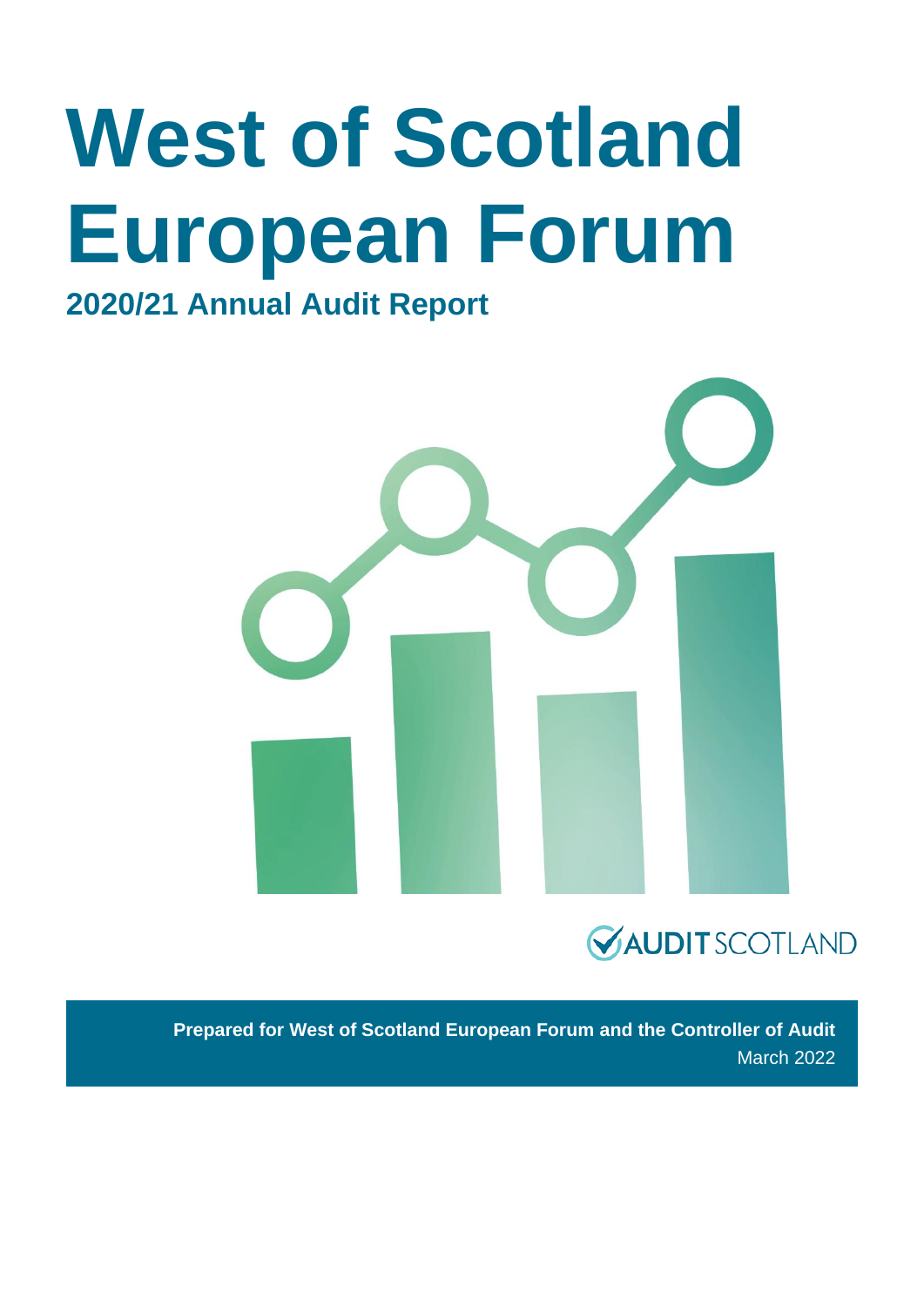# West of Scotland European Forum

## 2020/21 Annual Audit Report

AUDIT SCOTLAND

**Prepared for West of Scotland European Forum and the Controller of Audit**

March 2022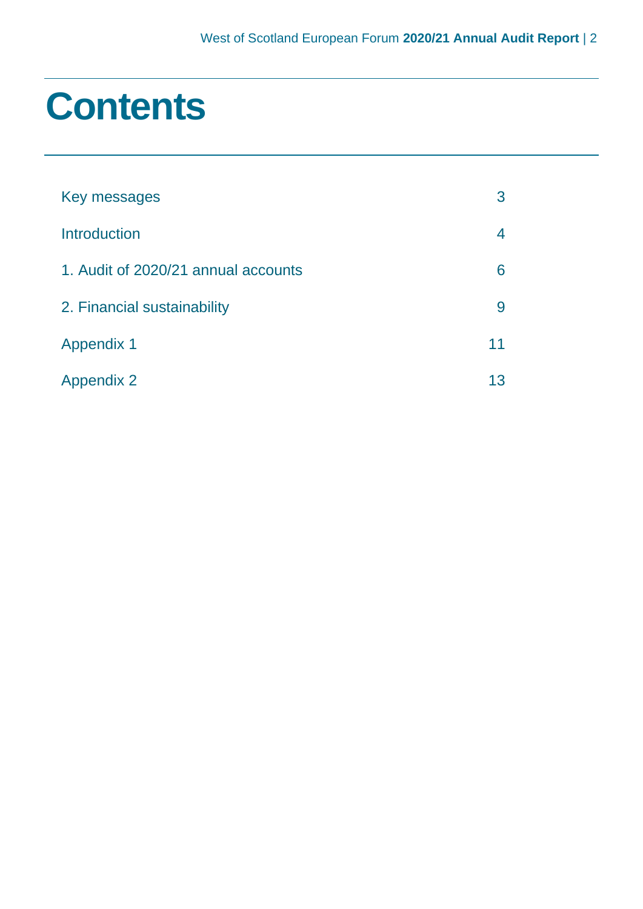# Contents

| | |
|---|---|
| Key messages | 3 |
| Introduction | 4 |
| 1. Audit of 2020/21 annual accounts | 6 |
| 2. Financial sustainability | 9 |
| Appendix 1 | 11 |
| Appendix 2 | 13 |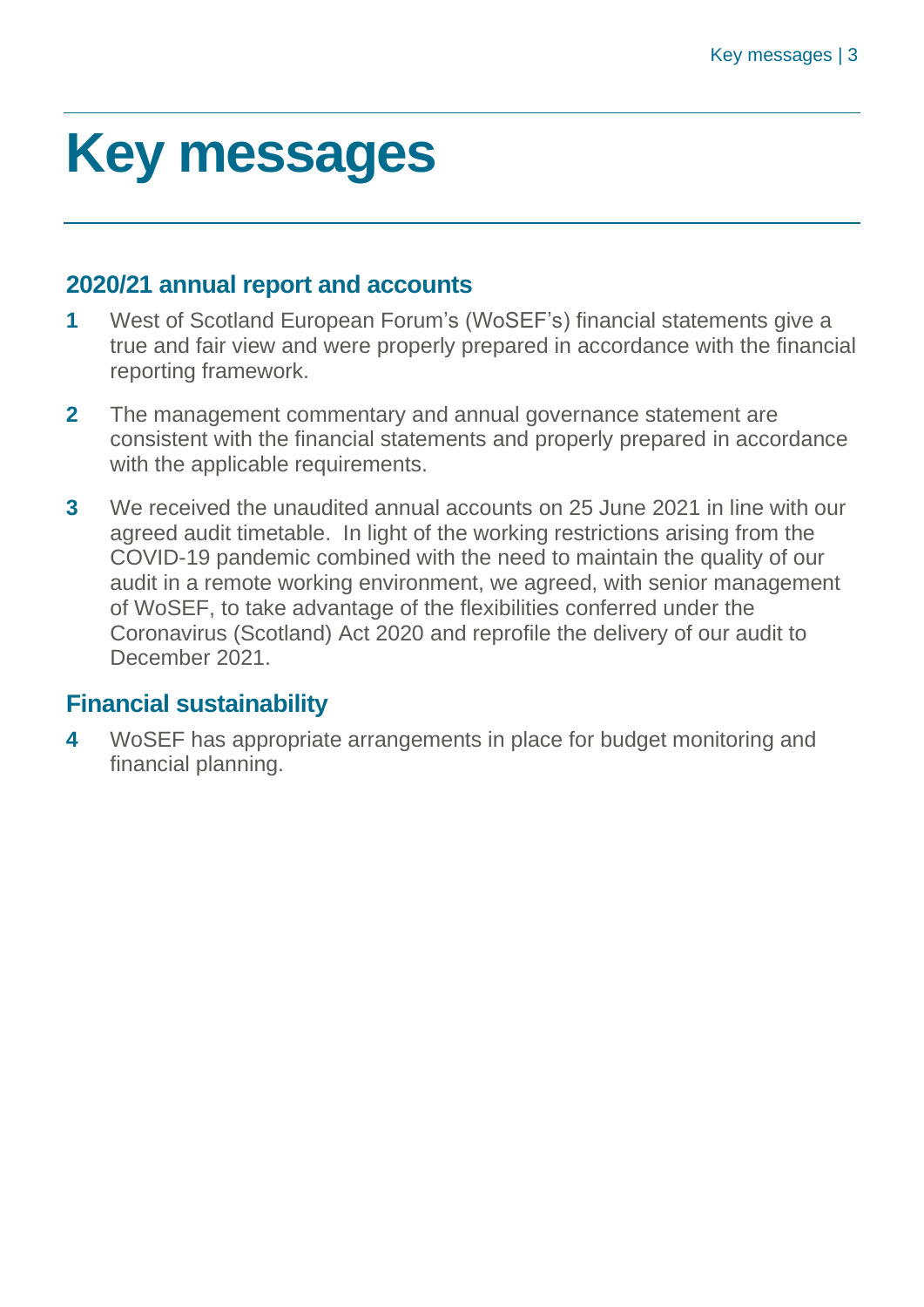# Key messages

## 2020/21 annual report and accounts

**1** West of Scotland European Forum's (WoSEF's) financial statements give a true and fair view and were properly prepared in accordance with the financial reporting framework.

**2** The management commentary and annual governance statement are consistent with the financial statements and properly prepared in accordance with the applicable requirements.

**3** We received the unaudited annual accounts on 25 June 2021 in line with our agreed audit timetable. In light of the working restrictions arising from the COVID-19 pandemic combined with the need to maintain the quality of our audit in a remote working environment, we agreed, with senior management of WoSEF, to take advantage of the flexibilities conferred under the Coronavirus (Scotland) Act 2020 and reprofile the delivery of our audit to December 2021.

## Financial sustainability

**4** WoSEF has appropriate arrangements in place for budget monitoring and financial planning.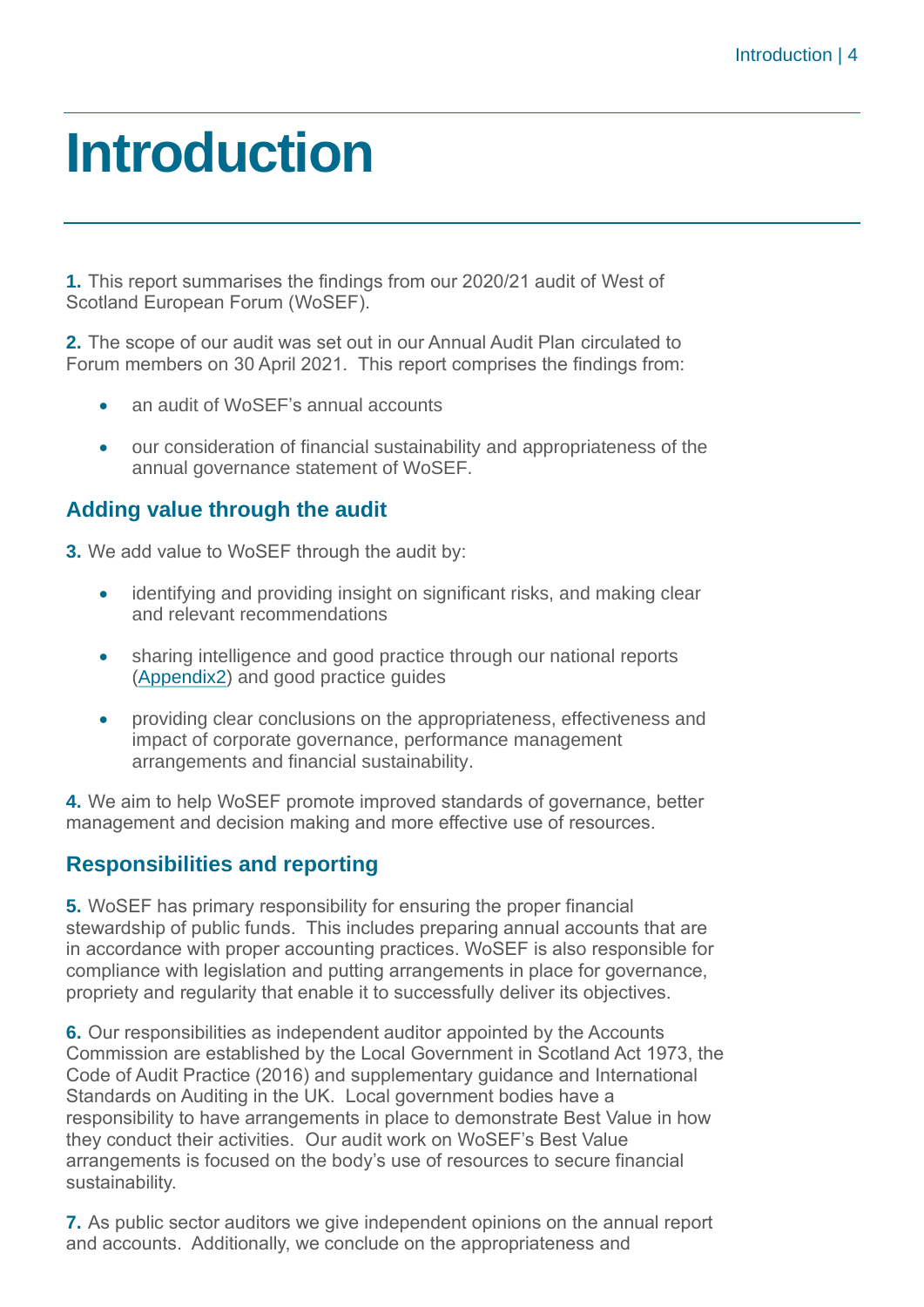# Introduction

**1.** This report summarises the findings from our 2020/21 audit of West of Scotland European Forum (WoSEF).

**2.** The scope of our audit was set out in our Annual Audit Plan circulated to Forum members on 30 April 2021. This report comprises the findings from:

- an audit of WoSEF's annual accounts
- our consideration of financial sustainability and appropriateness of the annual governance statement of WoSEF.

## Adding value through the audit

**3.** We add value to WoSEF through the audit by:

- identifying and providing insight on significant risks, and making clear and relevant recommendations
- sharing intelligence and good practice through our national reports (Appendix2) and good practice guides
- providing clear conclusions on the appropriateness, effectiveness and impact of corporate governance, performance management arrangements and financial sustainability.

**4.** We aim to help WoSEF promote improved standards of governance, better management and decision making and more effective use of resources.

## Responsibilities and reporting

**5.** WoSEF has primary responsibility for ensuring the proper financial stewardship of public funds. This includes preparing annual accounts that are in accordance with proper accounting practices. WoSEF is also responsible for compliance with legislation and putting arrangements in place for governance, propriety and regularity that enable it to successfully deliver its objectives.

**6.** Our responsibilities as independent auditor appointed by the Accounts Commission are established by the Local Government in Scotland Act 1973, the Code of Audit Practice (2016) and supplementary guidance and International Standards on Auditing in the UK. Local government bodies have a responsibility to have arrangements in place to demonstrate Best Value in how they conduct their activities. Our audit work on WoSEF's Best Value arrangements is focused on the body's use of resources to secure financial sustainability.

**7.** As public sector auditors we give independent opinions on the annual report and accounts. Additionally, we conclude on the appropriateness and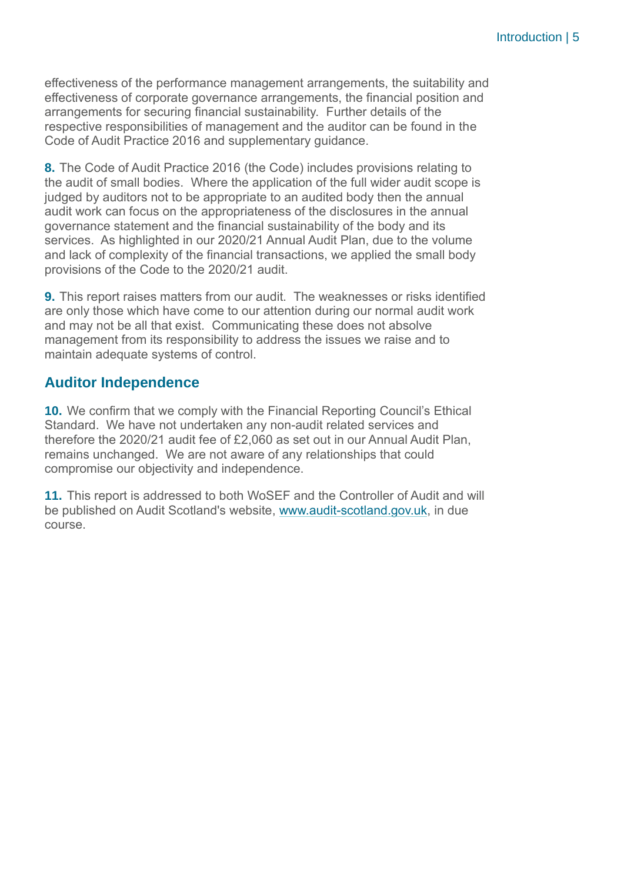effectiveness of the performance management arrangements, the suitability and effectiveness of corporate governance arrangements, the financial position and arrangements for securing financial sustainability. Further details of the respective responsibilities of management and the auditor can be found in the Code of Audit Practice 2016 and supplementary guidance.

**8.** The Code of Audit Practice 2016 (the Code) includes provisions relating to the audit of small bodies. Where the application of the full wider audit scope is judged by auditors not to be appropriate to an audited body then the annual audit work can focus on the appropriateness of the disclosures in the annual governance statement and the financial sustainability of the body and its services. As highlighted in our 2020/21 Annual Audit Plan, due to the volume and lack of complexity of the financial transactions, we applied the small body provisions of the Code to the 2020/21 audit.

**9.** This report raises matters from our audit. The weaknesses or risks identified are only those which have come to our attention during our normal audit work and may not be all that exist. Communicating these does not absolve management from its responsibility to address the issues we raise and to maintain adequate systems of control.

## Auditor Independence

**10.** We confirm that we comply with the Financial Reporting Council's Ethical Standard. We have not undertaken any non-audit related services and therefore the 2020/21 audit fee of £2,060 as set out in our Annual Audit Plan, remains unchanged. We are not aware of any relationships that could compromise our objectivity and independence.

**11.** This report is addressed to both WoSEF and the Controller of Audit and will be published on Audit Scotland's website, www.audit-scotland.gov.uk, in due course.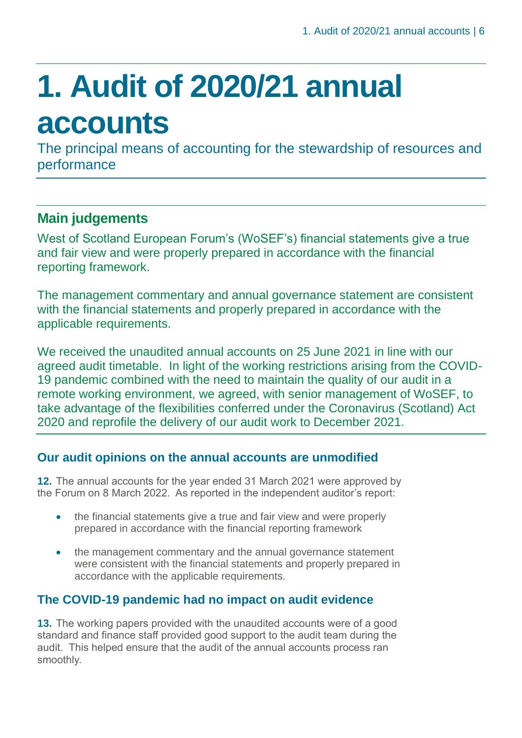# 1. Audit of 2020/21 annual accounts

The principal means of accounting for the stewardship of resources and performance

## Main judgements

West of Scotland European Forum's (WoSEF's) financial statements give a true and fair view and were properly prepared in accordance with the financial reporting framework.

The management commentary and annual governance statement are consistent with the financial statements and properly prepared in accordance with the applicable requirements.

We received the unaudited annual accounts on 25 June 2021 in line with our agreed audit timetable. In light of the working restrictions arising from the COVID-19 pandemic combined with the need to maintain the quality of our audit in a remote working environment, we agreed, with senior management of WoSEF, to take advantage of the flexibilities conferred under the Coronavirus (Scotland) Act 2020 and reprofile the delivery of our audit work to December 2021.

### Our audit opinions on the annual accounts are unmodified

**12.** The annual accounts for the year ended 31 March 2021 were approved by the Forum on 8 March 2022. As reported in the independent auditor's report:

- the financial statements give a true and fair view and were properly prepared in accordance with the financial reporting framework
- the management commentary and the annual governance statement were consistent with the financial statements and properly prepared in accordance with the applicable requirements.

### The COVID-19 pandemic had no impact on audit evidence

**13.** The working papers provided with the unaudited accounts were of a good standard and finance staff provided good support to the audit team during the audit. This helped ensure that the audit of the annual accounts process ran smoothly.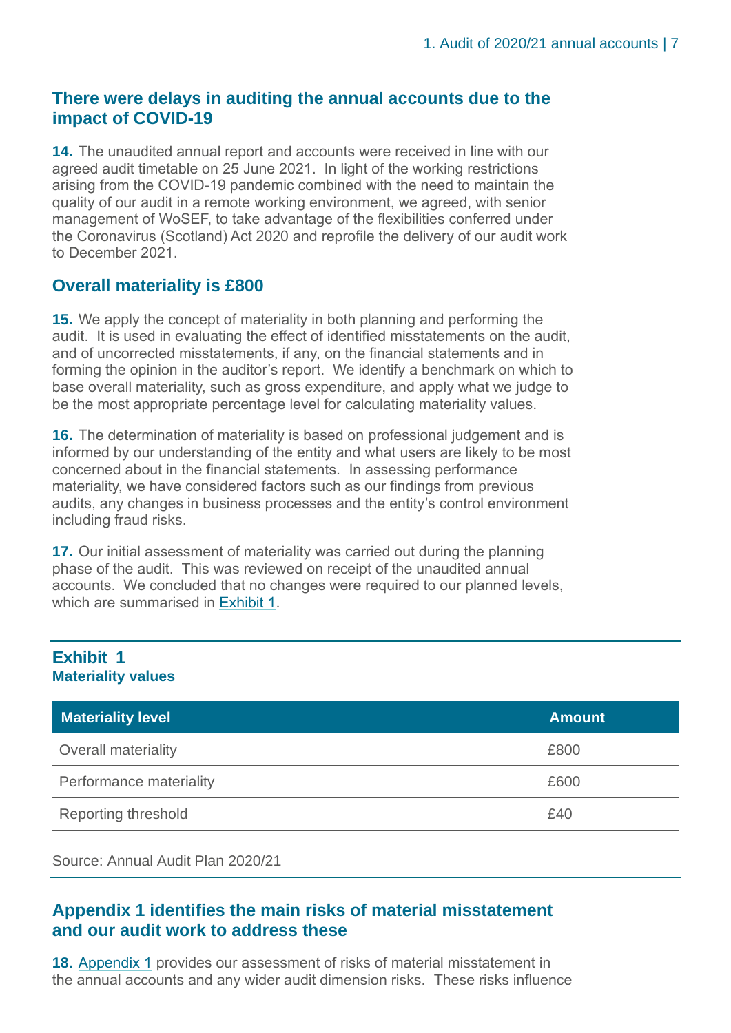## There were delays in auditing the annual accounts due to the impact of COVID-19

**14.** The unaudited annual report and accounts were received in line with our agreed audit timetable on 25 June 2021. In light of the working restrictions arising from the COVID-19 pandemic combined with the need to maintain the quality of our audit in a remote working environment, we agreed, with senior management of WoSEF, to take advantage of the flexibilities conferred under the Coronavirus (Scotland) Act 2020 and reprofile the delivery of our audit work to December 2021.

## Overall materiality is £800

**15.** We apply the concept of materiality in both planning and performing the audit. It is used in evaluating the effect of identified misstatements on the audit, and of uncorrected misstatements, if any, on the financial statements and in forming the opinion in the auditor's report. We identify a benchmark on which to base overall materiality, such as gross expenditure, and apply what we judge to be the most appropriate percentage level for calculating materiality values.

**16.** The determination of materiality is based on professional judgement and is informed by our understanding of the entity and what users are likely to be most concerned about in the financial statements. In assessing performance materiality, we have considered factors such as our findings from previous audits, any changes in business processes and the entity's control environment including fraud risks.

**17.** Our initial assessment of materiality was carried out during the planning phase of the audit. This was reviewed on receipt of the unaudited annual accounts. We concluded that no changes were required to our planned levels, which are summarised in Exhibit 1.

**Exhibit 1**
**Materiality values**

| Materiality level | Amount |
|---|---|
| Overall materiality | £800 |
| Performance materiality | £600 |
| Reporting threshold | £40 |

Source: Annual Audit Plan 2020/21

## Appendix 1 identifies the main risks of material misstatement and our audit work to address these

**18.** Appendix 1 provides our assessment of risks of material misstatement in the annual accounts and any wider audit dimension risks. These risks influence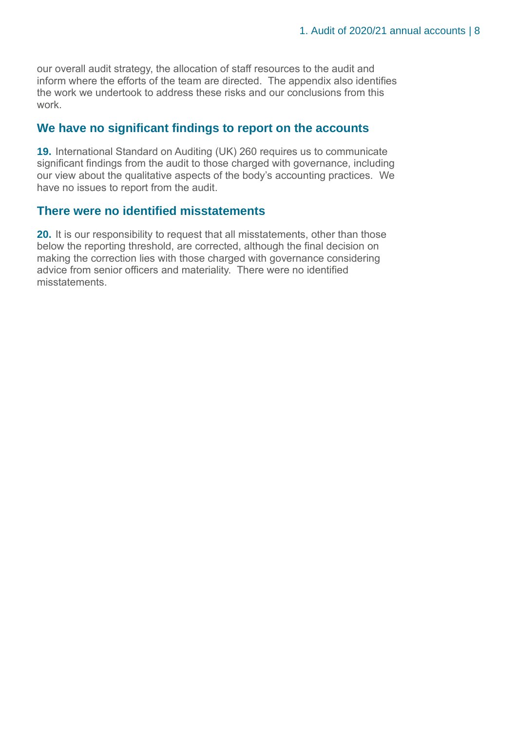our overall audit strategy, the allocation of staff resources to the audit and inform where the efforts of the team are directed. The appendix also identifies the work we undertook to address these risks and our conclusions from this work.

## We have no significant findings to report on the accounts

**19.** International Standard on Auditing (UK) 260 requires us to communicate significant findings from the audit to those charged with governance, including our view about the qualitative aspects of the body's accounting practices. We have no issues to report from the audit.

## There were no identified misstatements

**20.** It is our responsibility to request that all misstatements, other than those below the reporting threshold, are corrected, although the final decision on making the correction lies with those charged with governance considering advice from senior officers and materiality. There were no identified misstatements.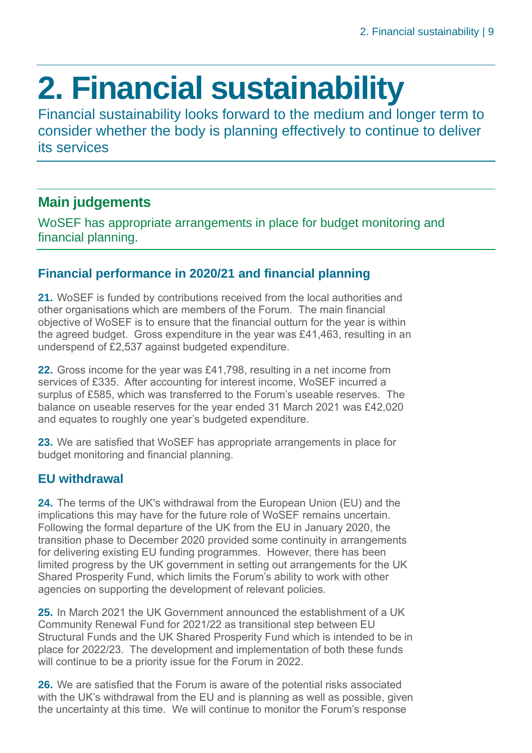# 2. Financial sustainability

Financial sustainability looks forward to the medium and longer term to consider whether the body is planning effectively to continue to deliver its services

## Main judgements

WoSEF has appropriate arrangements in place for budget monitoring and financial planning.

### Financial performance in 2020/21 and financial planning

**21.** WoSEF is funded by contributions received from the local authorities and other organisations which are members of the Forum. The main financial objective of WoSEF is to ensure that the financial outturn for the year is within the agreed budget. Gross expenditure in the year was £41,463, resulting in an underspend of £2,537 against budgeted expenditure.

**22.** Gross income for the year was £41,798, resulting in a net income from services of £335. After accounting for interest income, WoSEF incurred a surplus of £585, which was transferred to the Forum's useable reserves. The balance on useable reserves for the year ended 31 March 2021 was £42,020 and equates to roughly one year's budgeted expenditure.

**23.** We are satisfied that WoSEF has appropriate arrangements in place for budget monitoring and financial planning.

### EU withdrawal

**24.** The terms of the UK's withdrawal from the European Union (EU) and the implications this may have for the future role of WoSEF remains uncertain. Following the formal departure of the UK from the EU in January 2020, the transition phase to December 2020 provided some continuity in arrangements for delivering existing EU funding programmes. However, there has been limited progress by the UK government in setting out arrangements for the UK Shared Prosperity Fund, which limits the Forum's ability to work with other agencies on supporting the development of relevant policies.

**25.** In March 2021 the UK Government announced the establishment of a UK Community Renewal Fund for 2021/22 as transitional step between EU Structural Funds and the UK Shared Prosperity Fund which is intended to be in place for 2022/23. The development and implementation of both these funds will continue to be a priority issue for the Forum in 2022.

**26.** We are satisfied that the Forum is aware of the potential risks associated with the UK's withdrawal from the EU and is planning as well as possible, given the uncertainty at this time. We will continue to monitor the Forum's response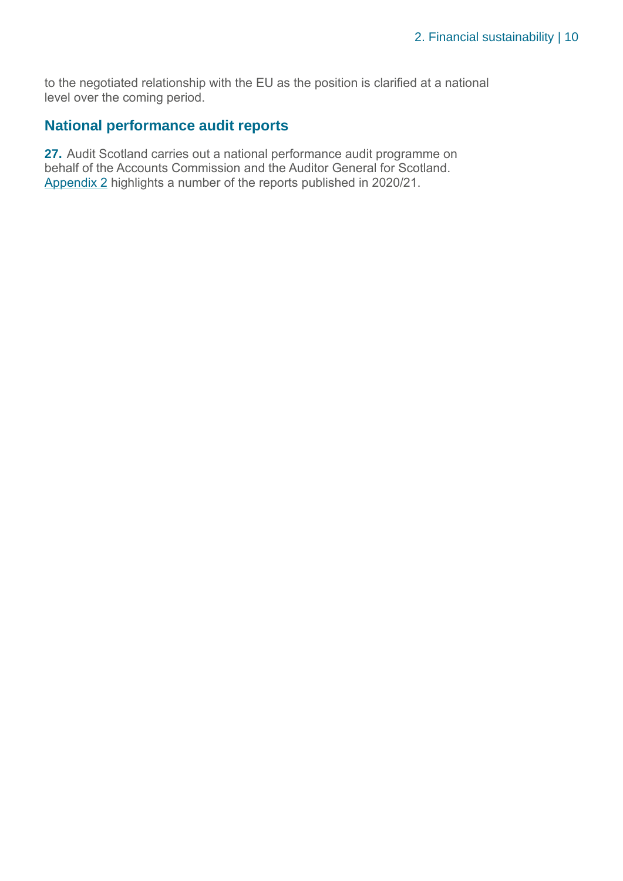to the negotiated relationship with the EU as the position is clarified at a national level over the coming period.

## National performance audit reports

**27.** Audit Scotland carries out a national performance audit programme on behalf of the Accounts Commission and the Auditor General for Scotland. Appendix 2 highlights a number of the reports published in 2020/21.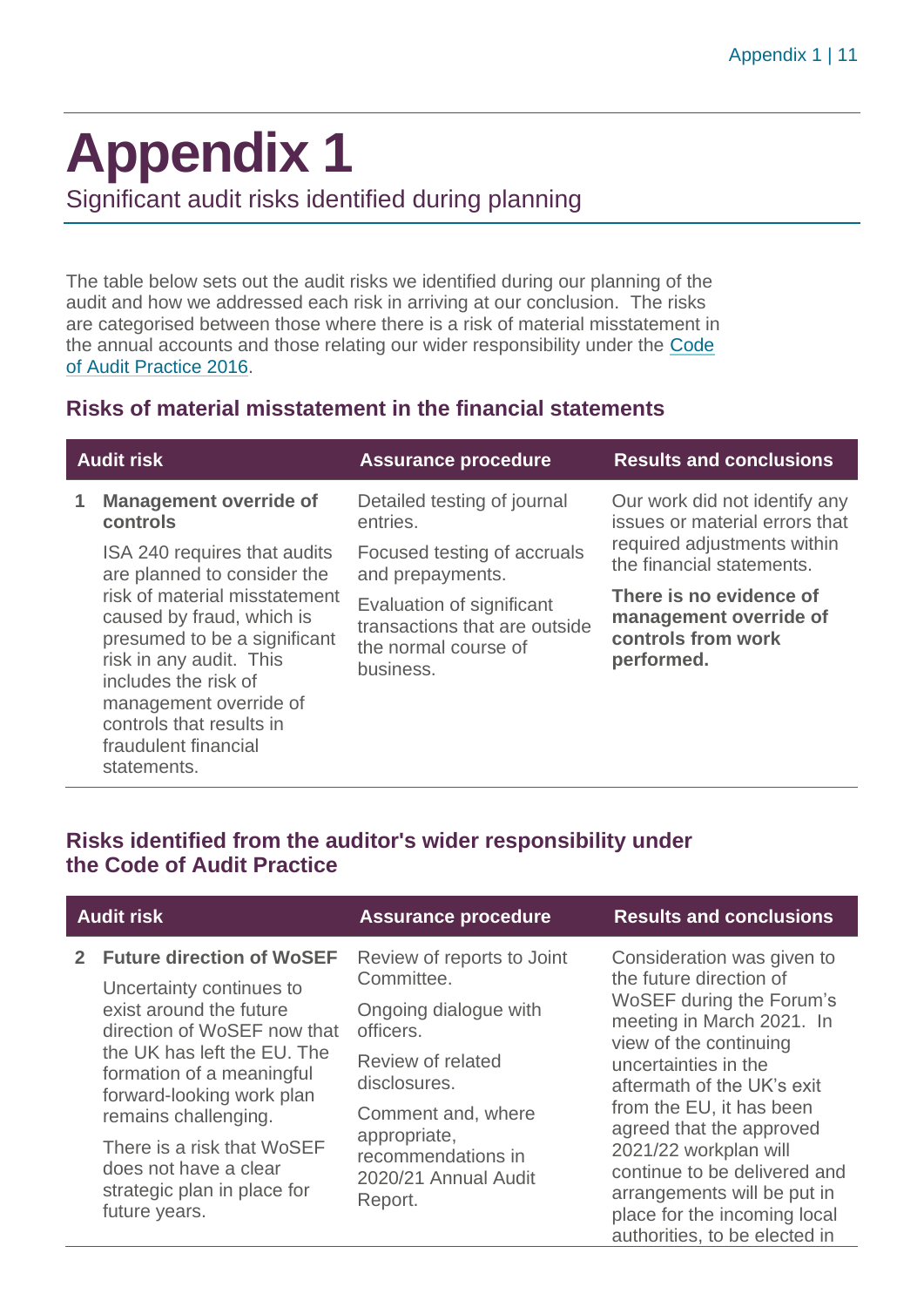# Appendix 1

Significant audit risks identified during planning

The table below sets out the audit risks we identified during our planning of the audit and how we addressed each risk in arriving at our conclusion. The risks are categorised between those where there is a risk of material misstatement in the annual accounts and those relating our wider responsibility under the Code of Audit Practice 2016.

## Risks of material misstatement in the financial statements

| Audit risk | Assurance procedure | Results and conclusions |
| --- | --- | --- |
| **1 Management override of controls**<br><br>ISA 240 requires that audits are planned to consider the risk of material misstatement caused by fraud, which is presumed to be a significant risk in any audit. This includes the risk of management override of controls that results in fraudulent financial statements. | Detailed testing of journal entries.<br><br>Focused testing of accruals and prepayments.<br><br>Evaluation of significant transactions that are outside the normal course of business. | Our work did not identify any issues or material errors that required adjustments within the financial statements.<br><br>**There is no evidence of management override of controls from work performed.** |

## Risks identified from the auditor's wider responsibility under the Code of Audit Practice

| Audit risk | Assurance procedure | Results and conclusions |
| --- | --- | --- |
| **2 Future direction of WoSEF**<br><br>Uncertainty continues to exist around the future direction of WoSEF now that the UK has left the EU. The formation of a meaningful forward-looking work plan remains challenging.<br><br>There is a risk that WoSEF does not have a clear strategic plan in place for future years. | Review of reports to Joint Committee.<br><br>Ongoing dialogue with officers.<br><br>Review of related disclosures.<br><br>Comment and, where appropriate, recommendations in 2020/21 Annual Audit Report. | Consideration was given to the future direction of WoSEF during the Forum's meeting in March 2021. In view of the continuing uncertainties in the aftermath of the UK's exit from the EU, it has been agreed that the approved 2021/22 workplan will continue to be delivered and arrangements will be put in place for the incoming local authorities, to be elected in |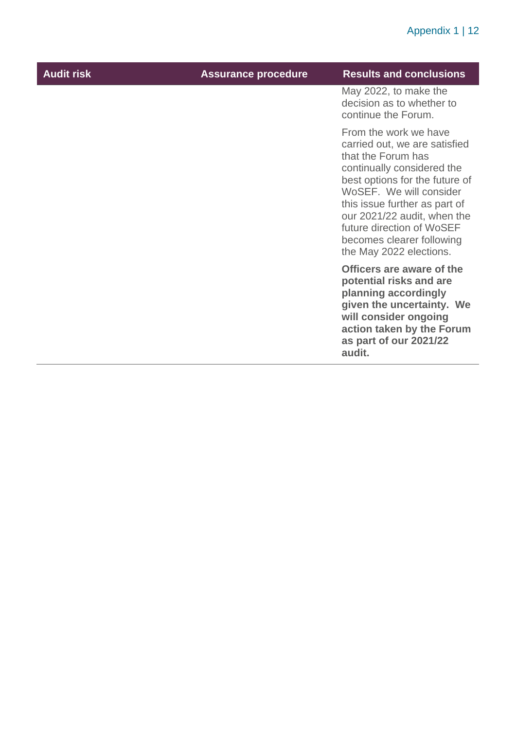| Audit risk | Assurance procedure | Results and conclusions |
| --- | --- | --- |
| | | May 2022, to make the decision as to whether to continue the Forum.<br><br>From the work we have carried out, we are satisfied that the Forum has continually considered the best options for the future of WoSEF. We will consider this issue further as part of our 2021/22 audit, when the future direction of WoSEF becomes clearer following the May 2022 elections.<br><br>**Officers are aware of the potential risks and are planning accordingly given the uncertainty. We will consider ongoing action taken by the Forum as part of our 2021/22 audit.** |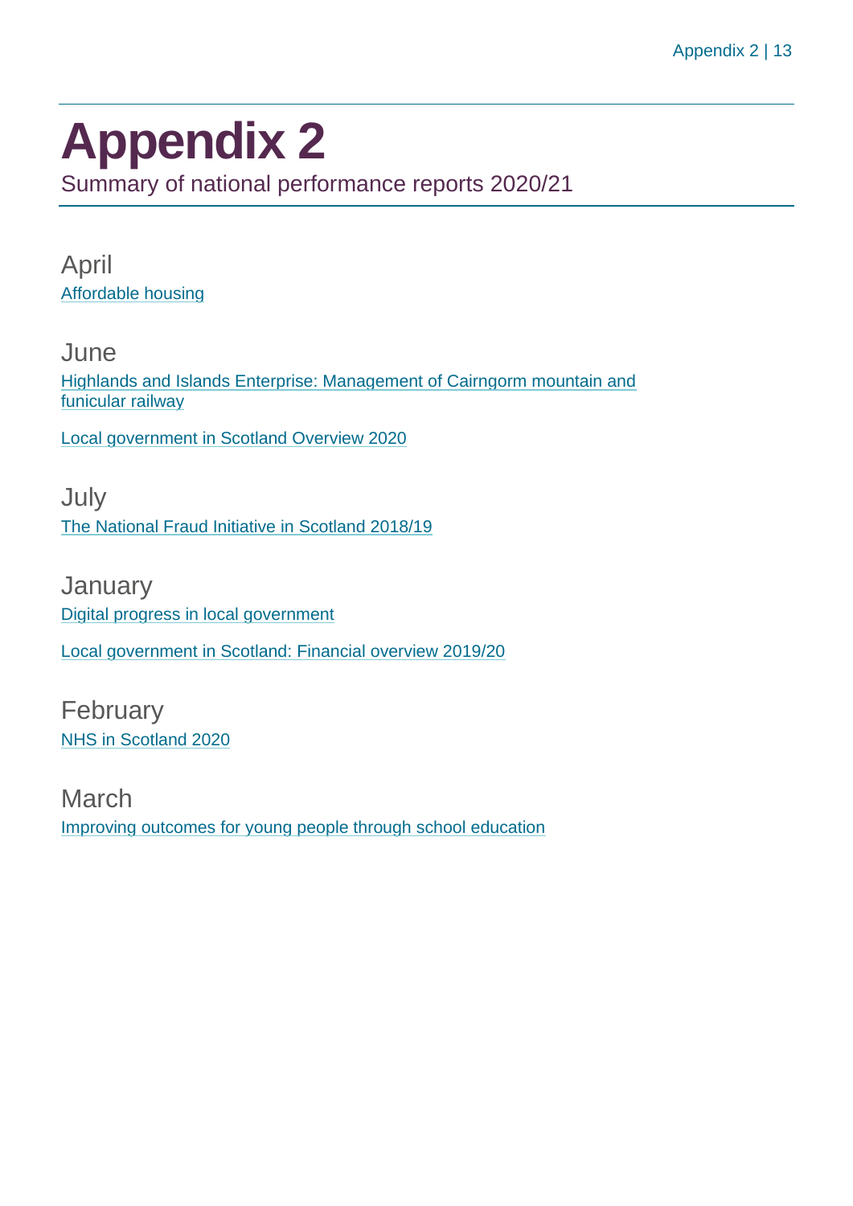# Appendix 2

Summary of national performance reports 2020/21

## April

Affordable housing

## June

Highlands and Islands Enterprise: Management of Cairngorm mountain and funicular railway

Local government in Scotland Overview 2020

## July

The National Fraud Initiative in Scotland 2018/19

## January

Digital progress in local government

Local government in Scotland: Financial overview 2019/20

## February

NHS in Scotland 2020

## March

Improving outcomes for young people through school education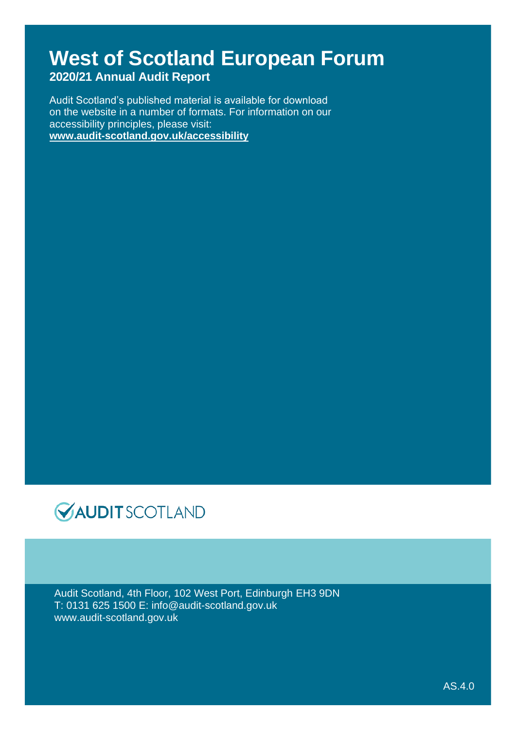# West of Scotland European Forum

**2020/21 Annual Audit Report**

Audit Scotland's published material is available for download on the website in a number of formats. For information on our accessibility principles, please visit: **www.audit-scotland.gov.uk/accessibility**

AUDIT SCOTLAND

Audit Scotland, 4th Floor, 102 West Port, Edinburgh EH3 9DN
T: 0131 625 1500 E: info@audit-scotland.gov.uk
www.audit-scotland.gov.uk

AS.4.0